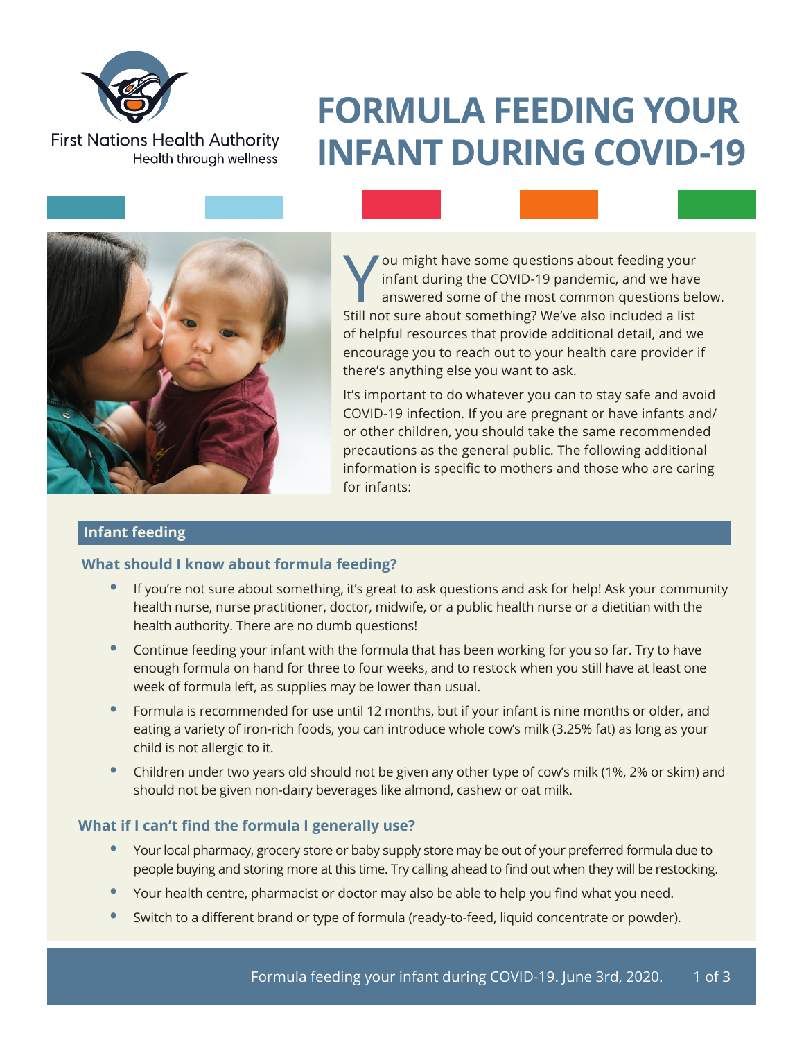First Nations Health Authority
Health through wellness

# FORMULA FEEDING YOUR INFANT DURING COVID-19

You might have some questions about feeding your infant during the COVID-19 pandemic, and we have answered some of the most common questions below. Still not sure about something? We've also included a list of helpful resources that provide additional detail, and we encourage you to reach out to your health care provider if there's anything else you want to ask.

It's important to do whatever you can to stay safe and avoid COVID-19 infection. If you are pregnant or have infants and/or other children, you should take the same recommended precautions as the general public. The following additional information is specific to mothers and those who are caring for infants:

## Infant feeding

### What should I know about formula feeding?

- If you're not sure about something, it's great to ask questions and ask for help! Ask your community health nurse, nurse practitioner, doctor, midwife, or a public health nurse or a dietitian with the health authority. There are no dumb questions!
- Continue feeding your infant with the formula that has been working for you so far. Try to have enough formula on hand for three to four weeks, and to restock when you still have at least one week of formula left, as supplies may be lower than usual.
- Formula is recommended for use until 12 months, but if your infant is nine months or older, and eating a variety of iron-rich foods, you can introduce whole cow's milk (3.25% fat) as long as your child is not allergic to it.
- Children under two years old should not be given any other type of cow's milk (1%, 2% or skim) and should not be given non-dairy beverages like almond, cashew or oat milk.

### What if I can't find the formula I generally use?

- Your local pharmacy, grocery store or baby supply store may be out of your preferred formula due to people buying and storing more at this time. Try calling ahead to find out when they will be restocking.
- Your health centre, pharmacist or doctor may also be able to help you find what you need.
- Switch to a different brand or type of formula (ready-to-feed, liquid concentrate or powder).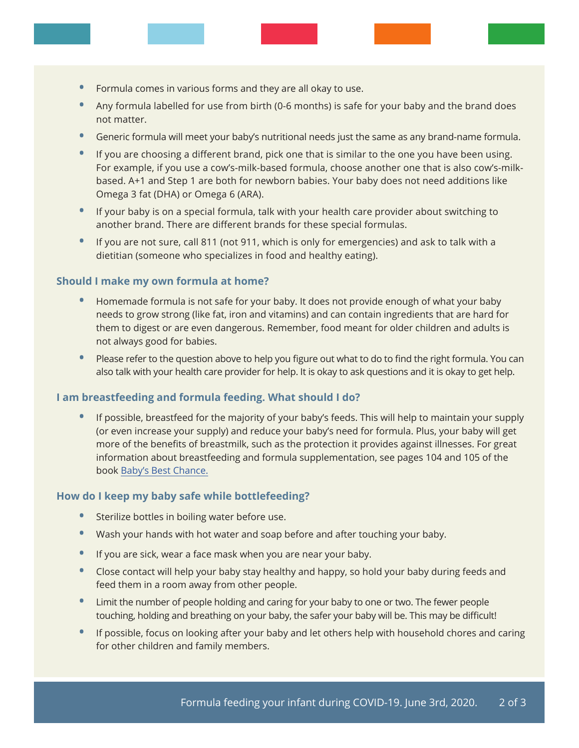- Formula comes in various forms and they are all okay to use.
- Any formula labelled for use from birth (0-6 months) is safe for your baby and the brand does not matter.
- Generic formula will meet your baby's nutritional needs just the same as any brand-name formula.
- If you are choosing a different brand, pick one that is similar to the one you have been using. For example, if you use a cow's-milk-based formula, choose another one that is also cow's-milk-based. A+1 and Step 1 are both for newborn babies. Your baby does not need additions like Omega 3 fat (DHA) or Omega 6 (ARA).
- If your baby is on a special formula, talk with your health care provider about switching to another brand. There are different brands for these special formulas.
- If you are not sure, call 811 (not 911, which is only for emergencies) and ask to talk with a dietitian (someone who specializes in food and healthy eating).

### Should I make my own formula at home?

- Homemade formula is not safe for your baby. It does not provide enough of what your baby needs to grow strong (like fat, iron and vitamins) and can contain ingredients that are hard for them to digest or are even dangerous. Remember, food meant for older children and adults is not always good for babies.
- Please refer to the question above to help you figure out what to do to find the right formula. You can also talk with your health care provider for help. It is okay to ask questions and it is okay to get help.

### I am breastfeeding and formula feeding. What should I do?

- If possible, breastfeed for the majority of your baby's feeds. This will help to maintain your supply (or even increase your supply) and reduce your baby's need for formula. Plus, your baby will get more of the benefits of breastmilk, such as the protection it provides against illnesses. For great information about breastfeeding and formula supplementation, see pages 104 and 105 of the book Baby's Best Chance.

### How do I keep my baby safe while bottlefeeding?

- Sterilize bottles in boiling water before use.
- Wash your hands with hot water and soap before and after touching your baby.
- If you are sick, wear a face mask when you are near your baby.
- Close contact will help your baby stay healthy and happy, so hold your baby during feeds and feed them in a room away from other people.
- Limit the number of people holding and caring for your baby to one or two. The fewer people touching, holding and breathing on your baby, the safer your baby will be. This may be difficult!
- If possible, focus on looking after your baby and let others help with household chores and caring for other children and family members.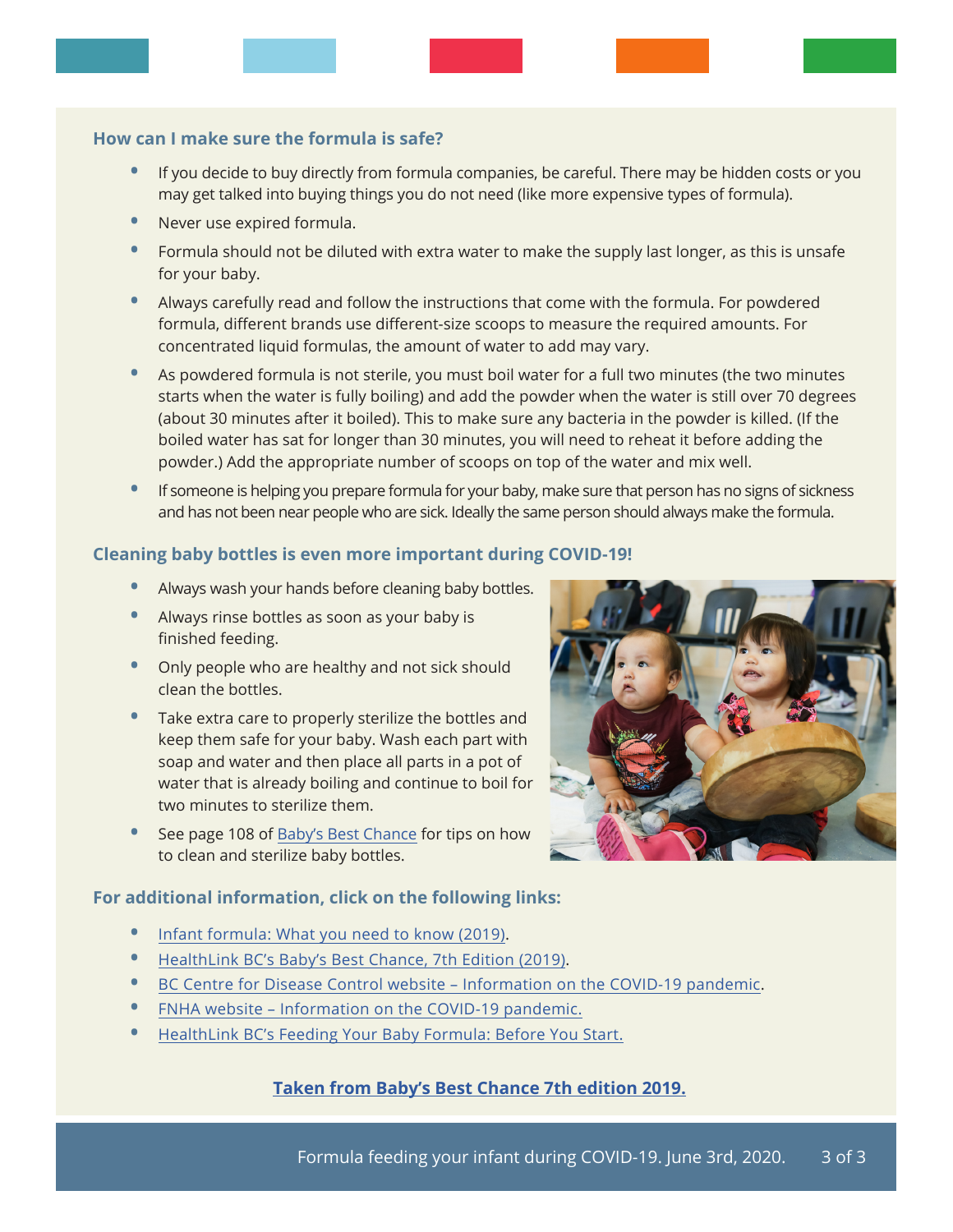## How can I make sure the formula is safe?

- If you decide to buy directly from formula companies, be careful. There may be hidden costs or you may get talked into buying things you do not need (like more expensive types of formula).
- Never use expired formula.
- Formula should not be diluted with extra water to make the supply last longer, as this is unsafe for your baby.
- Always carefully read and follow the instructions that come with the formula. For powdered formula, different brands use different-size scoops to measure the required amounts. For concentrated liquid formulas, the amount of water to add may vary.
- As powdered formula is not sterile, you must boil water for a full two minutes (the two minutes starts when the water is fully boiling) and add the powder when the water is still over 70 degrees (about 30 minutes after it boiled). This to make sure any bacteria in the powder is killed. (If the boiled water has sat for longer than 30 minutes, you will need to reheat it before adding the powder.) Add the appropriate number of scoops on top of the water and mix well.
- If someone is helping you prepare formula for your baby, make sure that person has no signs of sickness and has not been near people who are sick. Ideally the same person should always make the formula.

## Cleaning baby bottles is even more important during COVID-19!

- Always wash your hands before cleaning baby bottles.
- Always rinse bottles as soon as your baby is finished feeding.
- Only people who are healthy and not sick should clean the bottles.
- Take extra care to properly sterilize the bottles and keep them safe for your baby. Wash each part with soap and water and then place all parts in a pot of water that is already boiling and continue to boil for two minutes to sterilize them.
- See page 108 of Baby's Best Chance for tips on how to clean and sterilize baby bottles.

## For additional information, click on the following links:

- Infant formula: What you need to know (2019).
- HealthLink BC's Baby's Best Chance, 7th Edition (2019).
- BC Centre for Disease Control website – Information on the COVID-19 pandemic.
- FNHA website – Information on the COVID-19 pandemic.
- HealthLink BC's Feeding Your Baby Formula: Before You Start.

**Taken from Baby's Best Chance 7th edition 2019.**